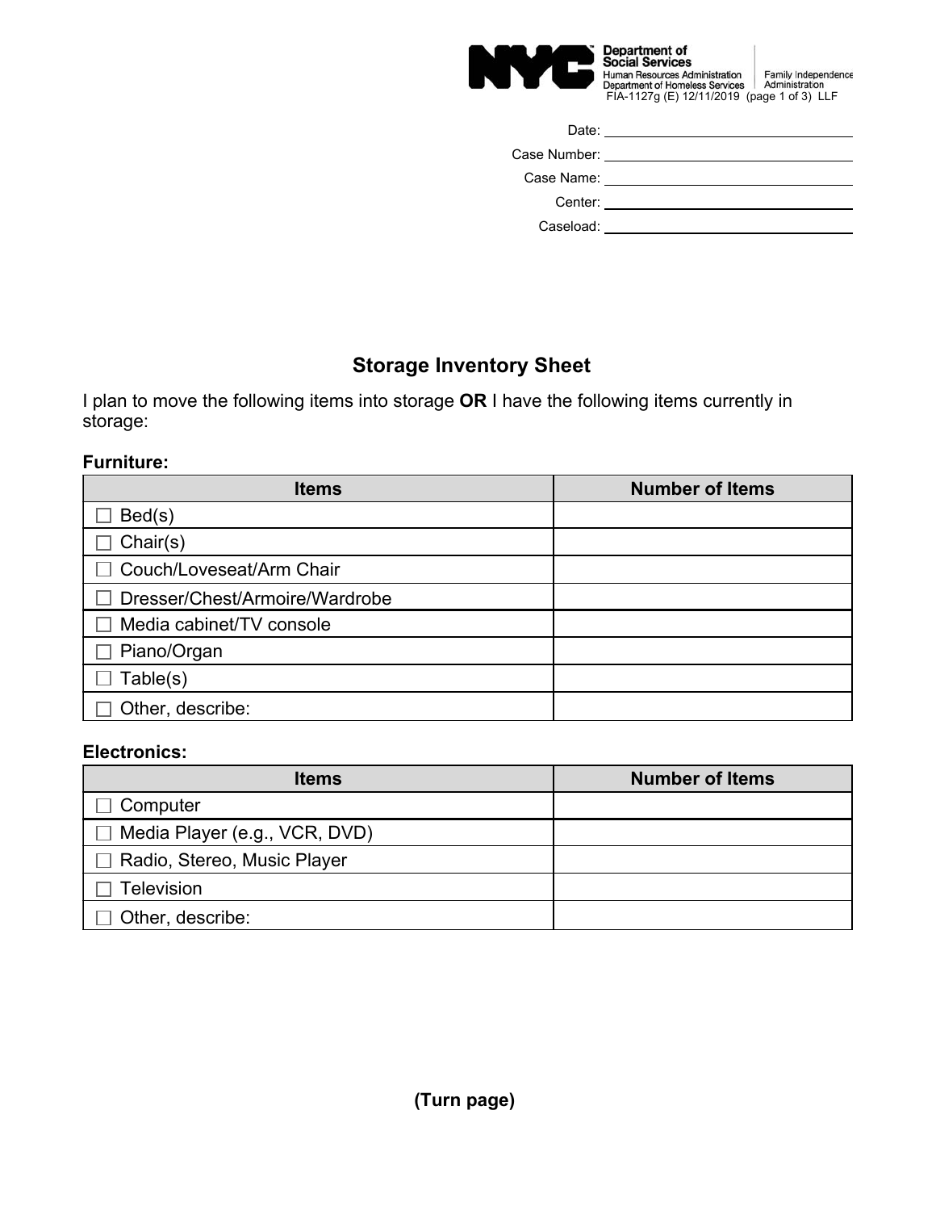Department of Social Services
Human Resources Administration
Department of Homeless Services

Family Independence Administration

FIA-1127g (E) 12/11/2019 (page 1 of 3) LLF

Date: ______________________

Case Number: ______________________

Case Name: ______________________

Center: ______________________

Caseload: ______________________

## Storage Inventory Sheet

I plan to move the following items into storage **OR** I have the following items currently in storage:

**Furniture:**

| Items | Number of Items |
|---|---|
| ☐ Bed(s) | |
| ☐ Chair(s) | |
| ☐ Couch/Loveseat/Arm Chair | |
| ☐ Dresser/Chest/Armoire/Wardrobe | |
| ☐ Media cabinet/TV console | |
| ☐ Piano/Organ | |
| ☐ Table(s) | |
| ☐ Other, describe: | |

**Electronics:**

| Items | Number of Items |
|---|---|
| ☐ Computer | |
| ☐ Media Player (e.g., VCR, DVD) | |
| ☐ Radio, Stereo, Music Player | |
| ☐ Television | |
| ☐ Other, describe: | |

**(Turn page)**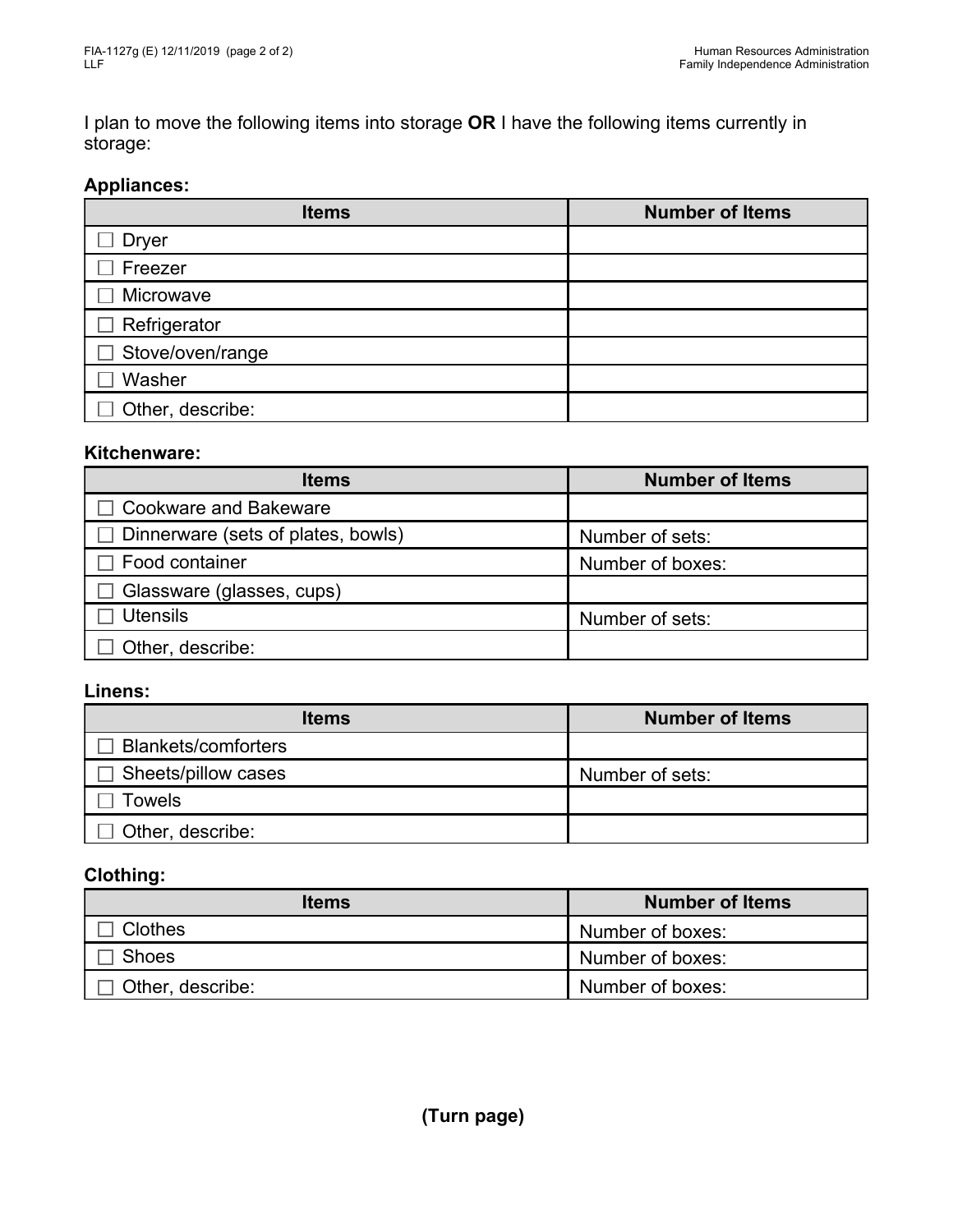I plan to move the following items into storage **OR** I have the following items currently in storage:

**Appliances:**

| Items | Number of Items |
| --- | --- |
| ☐ Dryer | |
| ☐ Freezer | |
| ☐ Microwave | |
| ☐ Refrigerator | |
| ☐ Stove/oven/range | |
| ☐ Washer | |
| ☐ Other, describe: | |

**Kitchenware:**

| Items | Number of Items |
| --- | --- |
| ☐ Cookware and Bakeware | |
| ☐ Dinnerware (sets of plates, bowls) | Number of sets: |
| ☐ Food container | Number of boxes: |
| ☐ Glassware (glasses, cups) | |
| ☐ Utensils | Number of sets: |
| ☐ Other, describe: | |

**Linens:**

| Items | Number of Items |
| --- | --- |
| ☐ Blankets/comforters | |
| ☐ Sheets/pillow cases | Number of sets: |
| ☐ Towels | |
| ☐ Other, describe: | |

**Clothing:**

| Items | Number of Items |
| --- | --- |
| ☐ Clothes | Number of boxes: |
| ☐ Shoes | Number of boxes: |
| ☐ Other, describe: | Number of boxes: |

**(Turn page)**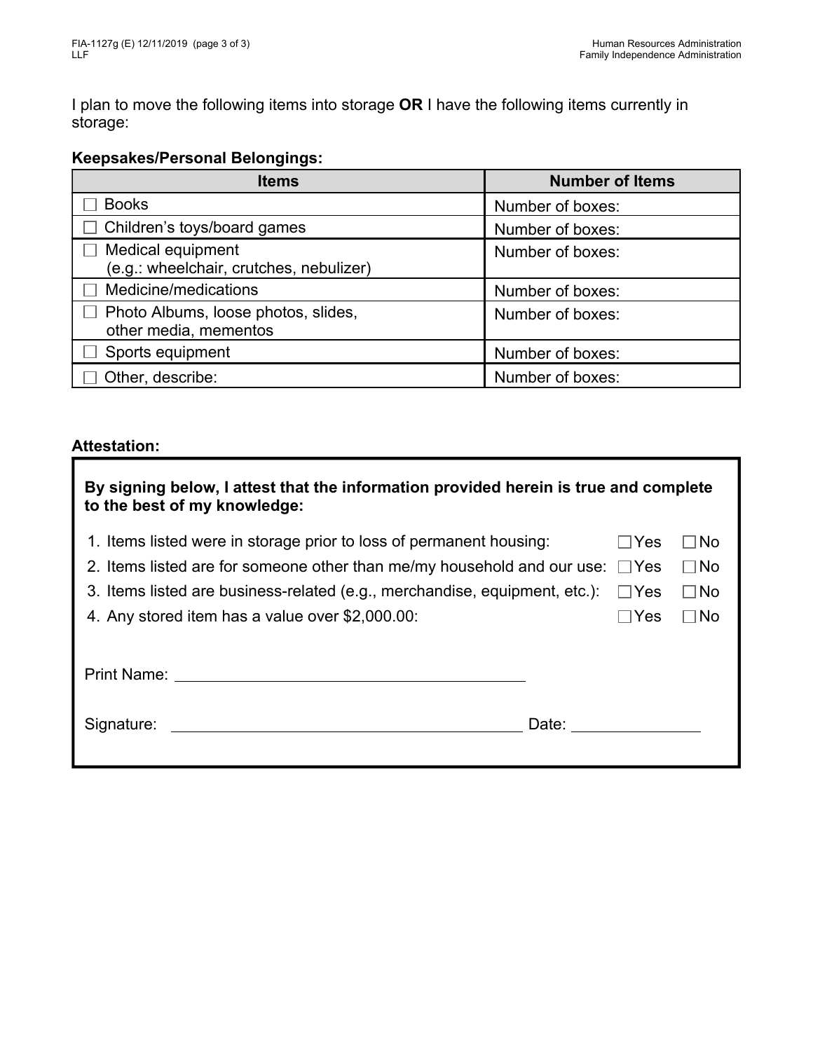I plan to move the following items into storage **OR** I have the following items currently in storage:

**Keepsakes/Personal Belongings:**

| Items | Number of Items |
| --- | --- |
| ☐ Books | Number of boxes: |
| ☐ Children's toys/board games | Number of boxes: |
| ☐ Medical equipment (e.g.: wheelchair, crutches, nebulizer) | Number of boxes: |
| ☐ Medicine/medications | Number of boxes: |
| ☐ Photo Albums, loose photos, slides, other media, mementos | Number of boxes: |
| ☐ Sports equipment | Number of boxes: |
| ☐ Other, describe: | Number of boxes: |

**Attestation:**

**By signing below, I attest that the information provided herein is true and complete to the best of my knowledge:**

1. Items listed were in storage prior to loss of permanent housing: ☐Yes ☐No
2. Items listed are for someone other than me/my household and our use: ☐Yes ☐No
3. Items listed are business-related (e.g., merchandise, equipment, etc.): ☐Yes ☐No
4. Any stored item has a value over $2,000.00: ☐Yes ☐No

Print Name: ______________________________

Signature: ______________________________ Date: ______________